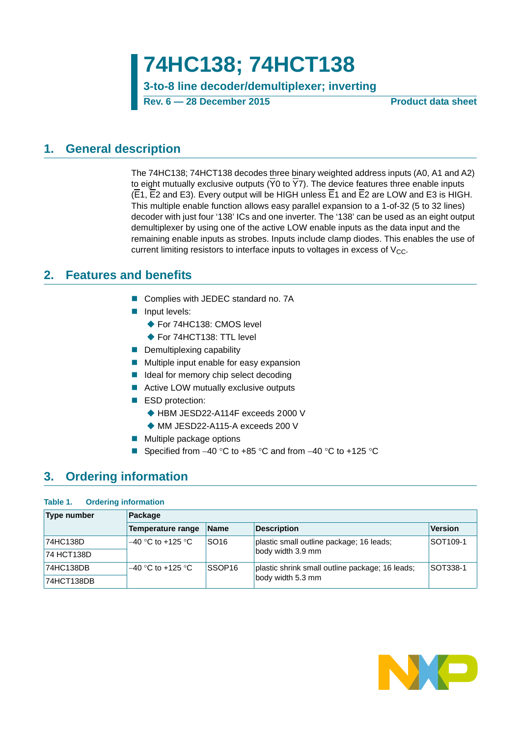# 74HC138; 74HCT138

## 3-to-8 line decoder/demultiplexer; inverting

**Rev. 6 — 28 December 2015** **Product data sheet**

## 1. General description

The 74HC138; 74HCT138 decodes three binary weighted address inputs (A0, A1 and A2) to eight mutually exclusive outputs ($\overline{Y0}$ to $\overline{Y7}$). The device features three enable inputs ($\overline{E1}$, $\overline{E2}$ and E3). Every output will be HIGH unless $\overline{E1}$ and $\overline{E2}$ are LOW and E3 is HIGH. This multiple enable function allows easy parallel expansion to a 1-of-32 (5 to 32 lines) decoder with just four '138' ICs and one inverter. The '138' can be used as an eight output demultiplexer by using one of the active LOW enable inputs as the data input and the remaining enable inputs as strobes. Inputs include clamp diodes. This enables the use of current limiting resistors to interface inputs to voltages in excess of $V_{CC}$.

## 2. Features and benefits

- Complies with JEDEC standard no. 7A
- Input levels:
  - For 74HC138: CMOS level
  - For 74HCT138: TTL level
- Demultiplexing capability
- Multiple input enable for easy expansion
- Ideal for memory chip select decoding
- Active LOW mutually exclusive outputs
- ESD protection:
  - HBM JESD22-A114F exceeds 2000 V
  - MM JESD22-A115-A exceeds 200 V
- Multiple package options
- Specified from –40 °C to +85 °C and from –40 °C to +125 °C

## 3. Ordering information

**Table 1. Ordering information**

| Type number | Package | | | |
|---|---|---|---|---|
| | Temperature range | Name | Description | Version |
| 74HC138D | –40 °C to +125 °C | SO16 | plastic small outline package; 16 leads; body width 3.9 mm | SOT109-1 |
| 74 HCT138D | | | | |
| 74HC138DB | –40 °C to +125 °C | SSOP16 | plastic shrink small outline package; 16 leads; body width 5.3 mm | SOT338-1 |
| 74HCT138DB | | | | |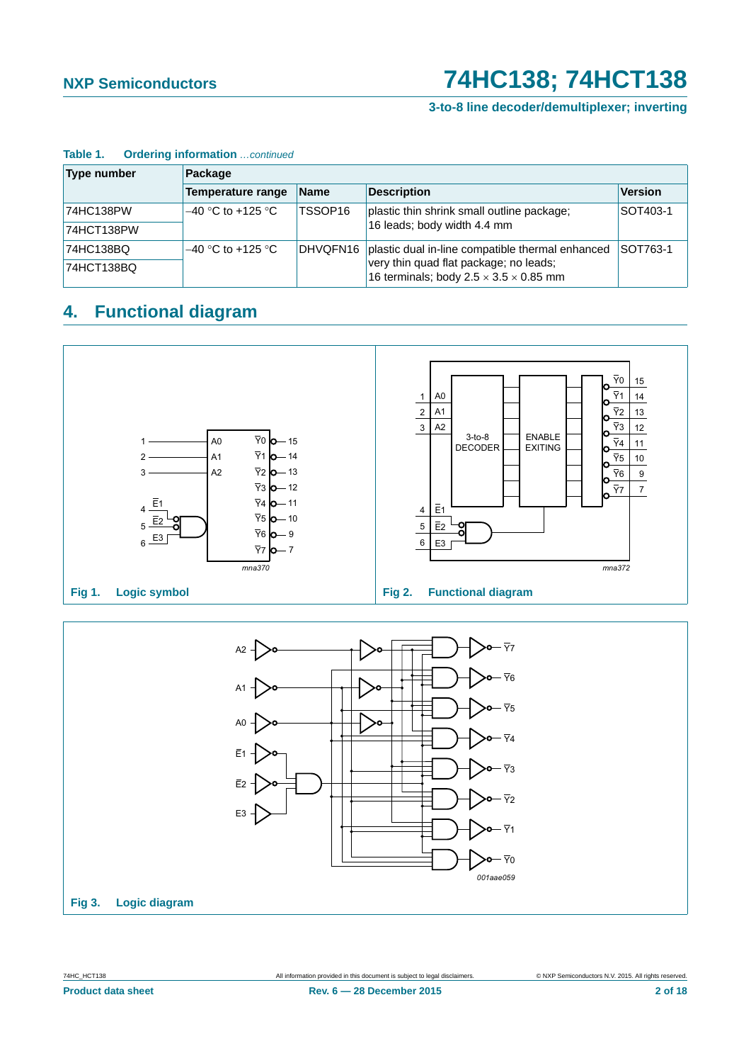**Table 1. Ordering information** *...continued*

| Type number | Package | | | |
|---|---|---|---|---|
| | Temperature range | Name | Description | Version |
| 74HC138PW | −40 °C to +125 °C | TSSOP16 | plastic thin shrink small outline package; 16 leads; body width 4.4 mm | SOT403-1 |
| 74HCT138PW | | | | |
| 74HC138BQ | −40 °C to +125 °C | DHVQFN16 | plastic dual in-line compatible thermal enhanced very thin quad flat package; no leads; 16 terminals; body 2.5 × 3.5 × 0.85 mm | SOT763-1 |
| 74HCT138BQ | | | | |

## 4. Functional diagram

**Fig 1. Logic symbol**

**Fig 2. Functional diagram**

**Fig 3. Logic diagram**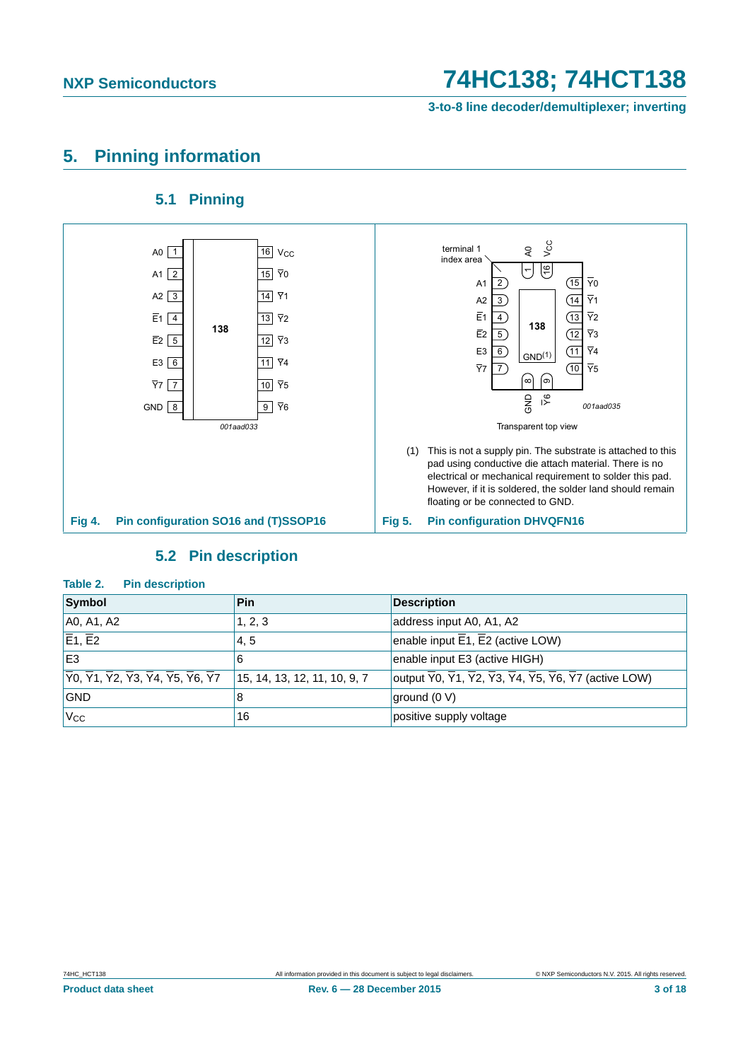## 5. Pinning information

### 5.1 Pinning

Fig 4. Pin configuration SO16 and (T)SSOP16

(1) This is not a supply pin. The substrate is attached to this pad using conductive die attach material. There is no electrical or mechanical requirement to solder this pad. However, if it is soldered, the solder land should remain floating or be connected to GND.

Fig 5. Pin configuration DHVQFN16

### 5.2 Pin description

**Table 2. Pin description**

| Symbol | Pin | Description |
|---|---|---|
| A0, A1, A2 | 1, 2, 3 | address input A0, A1, A2 |
| $\overline{E1}$, $\overline{E2}$ | 4, 5 | enable input $\overline{E1}$, $\overline{E2}$ (active LOW) |
| E3 | 6 | enable input E3 (active HIGH) |
| $\overline{Y0}$, $\overline{Y1}$, $\overline{Y2}$, $\overline{Y3}$, $\overline{Y4}$, $\overline{Y5}$, $\overline{Y6}$, $\overline{Y7}$ | 15, 14, 13, 12, 11, 10, 9, 7 | output $\overline{Y0}$, $\overline{Y1}$, $\overline{Y2}$, $\overline{Y3}$, $\overline{Y4}$, $\overline{Y5}$, $\overline{Y6}$, $\overline{Y7}$ (active LOW) |
| GND | 8 | ground (0 V) |
| $V_{CC}$ | 16 | positive supply voltage |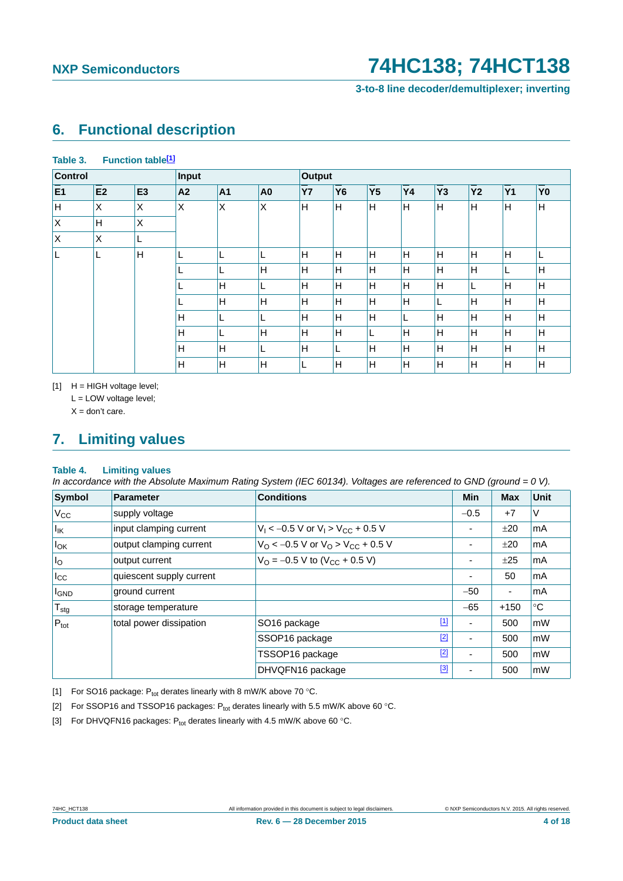## 6. Functional description

**Table 3. Function table[1]**

| Control | | | Input | | | Output | | | | | | | |
|---|---|---|---|---|---|---|---|---|---|---|---|---|---|
| $\overline{E1}$ | $\overline{E2}$ | E3 | A2 | A1 | A0 | $\overline{Y7}$ | $\overline{Y6}$ | $\overline{Y5}$ | $\overline{Y4}$ | $\overline{Y3}$ | $\overline{Y2}$ | $\overline{Y1}$ | $\overline{Y0}$ |
| H | X | X | X | X | X | H | H | H | H | H | H | H | H |
| X | H | X | | | | | | | | | | | |
| X | X | L | | | | | | | | | | | |
| L | L | H | L | L | L | H | H | H | H | H | H | H | L |
| | | | L | L | H | H | H | H | H | H | H | L | H |
| | | | L | H | L | H | H | H | H | H | L | H | H |
| | | | L | H | H | H | H | H | H | L | H | H | H |
| | | | H | L | L | H | H | H | L | H | H | H | H |
| | | | H | L | H | H | H | L | H | H | H | H | H |
| | | | H | H | L | H | L | H | H | H | H | H | H |
| | | | H | H | H | L | H | H | H | H | H | H | H |

[1] H = HIGH voltage level;
L = LOW voltage level;
X = don't care.

## 7. Limiting values

**Table 4. Limiting values**

*In accordance with the Absolute Maximum Rating System (IEC 60134). Voltages are referenced to GND (ground = 0 V).*

| Symbol | Parameter | Conditions | | Min | Max | Unit |
|---|---|---|---|---|---|---|
| $V_{CC}$ | supply voltage | | | −0.5 | +7 | V |
| $I_{IK}$ | input clamping current | $V_I < -0.5$ V or $V_I > V_{CC} + 0.5$ V | | - | ±20 | mA |
| $I_{OK}$ | output clamping current | $V_O < -0.5$ V or $V_O > V_{CC} + 0.5$ V | | - | ±20 | mA |
| $I_O$ | output current | $V_O = -0.5$ V to ($V_{CC}$ + 0.5 V) | | - | ±25 | mA |
| $I_{CC}$ | quiescent supply current | | | - | 50 | mA |
| $I_{GND}$ | ground current | | | −50 | - | mA |
| $T_{stg}$ | storage temperature | | | −65 | +150 | °C |
| $P_{tot}$ | total power dissipation | SO16 package | [1] | - | 500 | mW |
| | | SSOP16 package | [2] | - | 500 | mW |
| | | TSSOP16 package | [2] | - | 500 | mW |
| | | DHVQFN16 package | [3] | - | 500 | mW |

[1] For SO16 package: $P_{tot}$ derates linearly with 8 mW/K above 70 °C.

[2] For SSOP16 and TSSOP16 packages: $P_{tot}$ derates linearly with 5.5 mW/K above 60 °C.

[3] For DHVQFN16 packages: $P_{tot}$ derates linearly with 4.5 mW/K above 60 °C.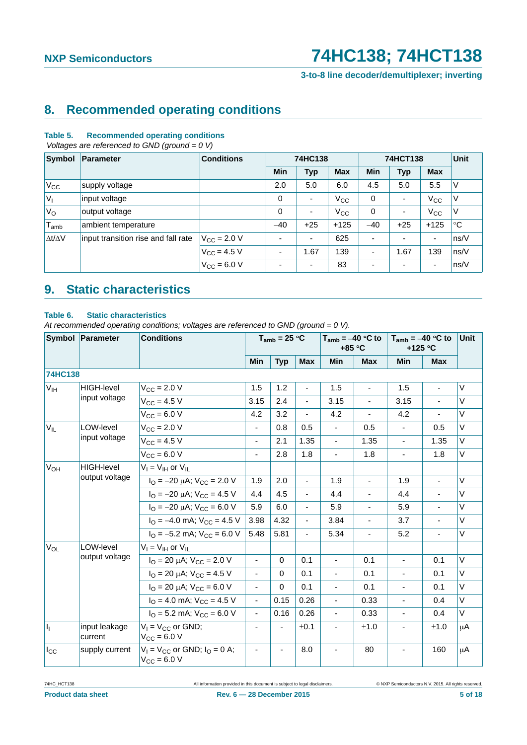## 8. Recommended operating conditions

**Table 5. Recommended operating conditions**

*Voltages are referenced to GND (ground = 0 V)*

| Symbol | Parameter | Conditions | 74HC138 | | | 74HCT138 | | | Unit |
|---|---|---|---|---|---|---|---|---|---|
| | | | Min | Typ | Max | Min | Typ | Max | |
| $V_{CC}$ | supply voltage | | 2.0 | 5.0 | 6.0 | 4.5 | 5.0 | 5.5 | V |
| $V_I$ | input voltage | | 0 | - | $V_{CC}$ | 0 | - | $V_{CC}$ | V |
| $V_O$ | output voltage | | 0 | - | $V_{CC}$ | 0 | - | $V_{CC}$ | V |
| $T_{amb}$ | ambient temperature | | −40 | +25 | +125 | −40 | +25 | +125 | °C |
| $\Delta t/\Delta V$ | input transition rise and fall rate | $V_{CC}$ = 2.0 V | - | - | 625 | - | - | - | ns/V |
| | | $V_{CC}$ = 4.5 V | - | 1.67 | 139 | - | 1.67 | 139 | ns/V |
| | | $V_{CC}$ = 6.0 V | - | - | 83 | - | - | - | ns/V |

## 9. Static characteristics

**Table 6. Static characteristics**

*At recommended operating conditions; voltages are referenced to GND (ground = 0 V).*

| Symbol | Parameter | Conditions | $T_{amb}$ = 25 °C | | | $T_{amb}$ = −40 °C to +85 °C | | $T_{amb}$ = −40 °C to +125 °C | | Unit |
|---|---|---|---|---|---|---|---|---|---|---|
| | | | Min | Typ | Max | Min | Max | Min | Max | |
| **74HC138** | | | | | | | | | | |
| $V_{IH}$ | HIGH-level input voltage | $V_{CC}$ = 2.0 V | 1.5 | 1.2 | - | 1.5 | - | 1.5 | - | V |
| | | $V_{CC}$ = 4.5 V | 3.15 | 2.4 | - | 3.15 | - | 3.15 | - | V |
| | | $V_{CC}$ = 6.0 V | 4.2 | 3.2 | - | 4.2 | - | 4.2 | - | V |
| $V_{IL}$ | LOW-level input voltage | $V_{CC}$ = 2.0 V | - | 0.8 | 0.5 | - | 0.5 | - | 0.5 | V |
| | | $V_{CC}$ = 4.5 V | - | 2.1 | 1.35 | - | 1.35 | - | 1.35 | V |
| | | $V_{CC}$ = 6.0 V | - | 2.8 | 1.8 | - | 1.8 | - | 1.8 | V |
| $V_{OH}$ | HIGH-level output voltage | $V_I = V_{IH}$ or $V_{IL}$ | | | | | | | | |
| | | $I_O$ = −20 μA; $V_{CC}$ = 2.0 V | 1.9 | 2.0 | - | 1.9 | - | 1.9 | - | V |
| | | $I_O$ = −20 μA; $V_{CC}$ = 4.5 V | 4.4 | 4.5 | - | 4.4 | - | 4.4 | - | V |
| | | $I_O$ = −20 μA; $V_{CC}$ = 6.0 V | 5.9 | 6.0 | - | 5.9 | - | 5.9 | - | V |
| | | $I_O$ = −4.0 mA; $V_{CC}$ = 4.5 V | 3.98 | 4.32 | - | 3.84 | - | 3.7 | - | V |
| | | $I_O$ = −5.2 mA; $V_{CC}$ = 6.0 V | 5.48 | 5.81 | - | 5.34 | - | 5.2 | - | V |
| $V_{OL}$ | LOW-level output voltage | $V_I = V_{IH}$ or $V_{IL}$ | | | | | | | | |
| | | $I_O$ = 20 μA; $V_{CC}$ = 2.0 V | - | 0 | 0.1 | - | 0.1 | - | 0.1 | V |
| | | $I_O$ = 20 μA; $V_{CC}$ = 4.5 V | - | 0 | 0.1 | - | 0.1 | - | 0.1 | V |
| | | $I_O$ = 20 μA; $V_{CC}$ = 6.0 V | - | 0 | 0.1 | - | 0.1 | - | 0.1 | V |
| | | $I_O$ = 4.0 mA; $V_{CC}$ = 4.5 V | - | 0.15 | 0.26 | - | 0.33 | - | 0.4 | V |
| | | $I_O$ = 5.2 mA; $V_{CC}$ = 6.0 V | - | 0.16 | 0.26 | - | 0.33 | - | 0.4 | V |
| $I_I$ | input leakage current | $V_I = V_{CC}$ or GND; $V_{CC}$ = 6.0 V | - | - | ±0.1 | - | ±1.0 | - | ±1.0 | μA |
| $I_{CC}$ | supply current | $V_I = V_{CC}$ or GND; $I_O$ = 0 A; $V_{CC}$ = 6.0 V | - | - | 8.0 | - | 80 | - | 160 | μA |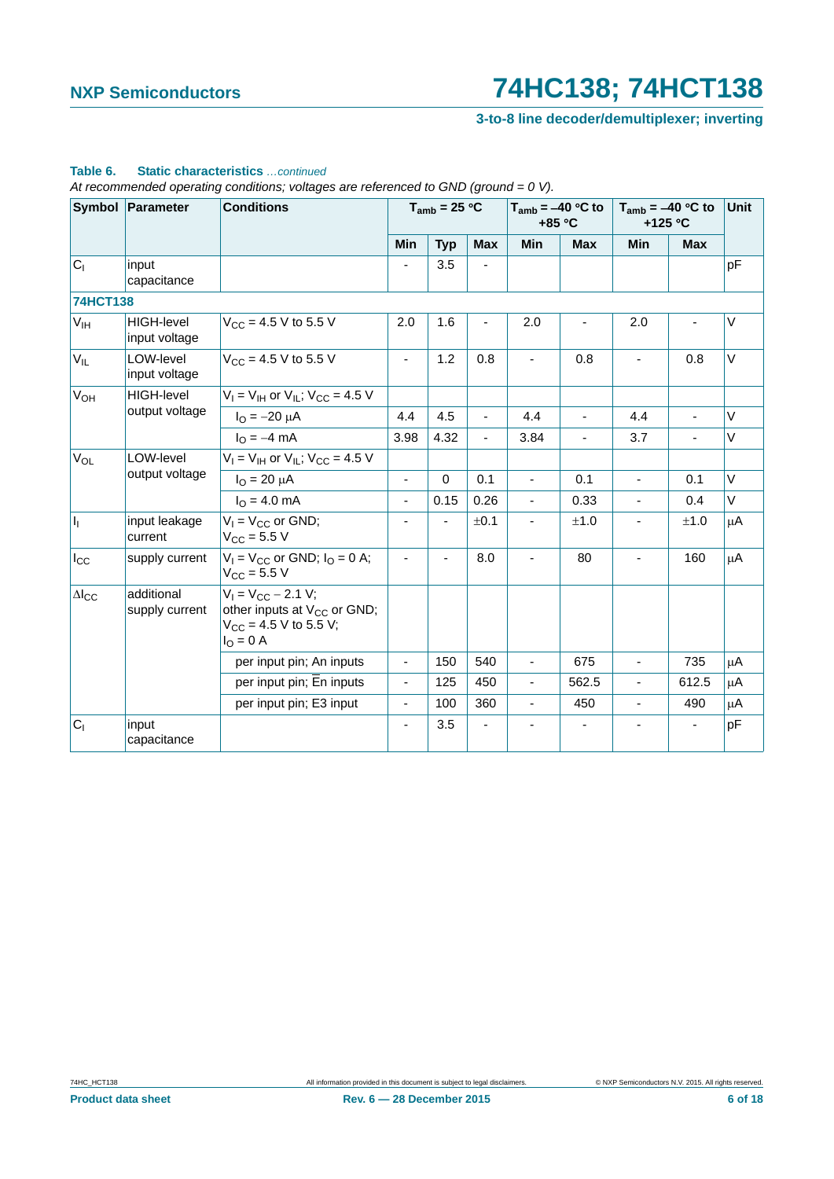**Table 6. Static characteristics** *...continued*

*At recommended operating conditions; voltages are referenced to GND (ground = 0 V).*

| Symbol | Parameter | Conditions | $T_{amb}$ = 25 °C | | | $T_{amb}$ = −40 °C to +85 °C | | $T_{amb}$ = −40 °C to +125 °C | | Unit |
|---|---|---|---|---|---|---|---|---|---|---|
| | | | Min | Typ | Max | Min | Max | Min | Max | |
| $C_I$ | input capacitance | | - | 3.5 | - | | | | | pF |
| **74HCT138** | | | | | | | | | | |
| $V_{IH}$ | HIGH-level input voltage | $V_{CC}$ = 4.5 V to 5.5 V | 2.0 | 1.6 | - | 2.0 | - | 2.0 | - | V |
| $V_{IL}$ | LOW-level input voltage | $V_{CC}$ = 4.5 V to 5.5 V | - | 1.2 | 0.8 | - | 0.8 | - | 0.8 | V |
| $V_{OH}$ | HIGH-level output voltage | $V_I = V_{IH}$ or $V_{IL}$; $V_{CC}$ = 4.5 V | | | | | | | | |
| | | $I_O$ = −20 μA | 4.4 | 4.5 | - | 4.4 | - | 4.4 | - | V |
| | | $I_O$ = −4 mA | 3.98 | 4.32 | - | 3.84 | - | 3.7 | - | V |
| $V_{OL}$ | LOW-level output voltage | $V_I = V_{IH}$ or $V_{IL}$; $V_{CC}$ = 4.5 V | | | | | | | | |
| | | $I_O$ = 20 μA | - | 0 | 0.1 | - | 0.1 | - | 0.1 | V |
| | | $I_O$ = 4.0 mA | - | 0.15 | 0.26 | - | 0.33 | - | 0.4 | V |
| $I_I$ | input leakage current | $V_I = V_{CC}$ or GND; $V_{CC}$ = 5.5 V | - | - | ±0.1 | - | ±1.0 | - | ±1.0 | μA |
| $I_{CC}$ | supply current | $V_I = V_{CC}$ or GND; $I_O$ = 0 A; $V_{CC}$ = 5.5 V | - | - | 8.0 | - | 80 | - | 160 | μA |
| $\Delta I_{CC}$ | additional supply current | $V_I = V_{CC} - 2.1$ V; other inputs at $V_{CC}$ or GND; $V_{CC}$ = 4.5 V to 5.5 V; $I_O$ = 0 A | | | | | | | | |
| | | per input pin; An inputs | - | 150 | 540 | - | 675 | - | 735 | μA |
| | | per input pin; $\overline{E}$n inputs | - | 125 | 450 | - | 562.5 | - | 612.5 | μA |
| | | per input pin; E3 input | - | 100 | 360 | - | 450 | - | 490 | μA |
| $C_I$ | input capacitance | | - | 3.5 | - | - | - | - | - | pF |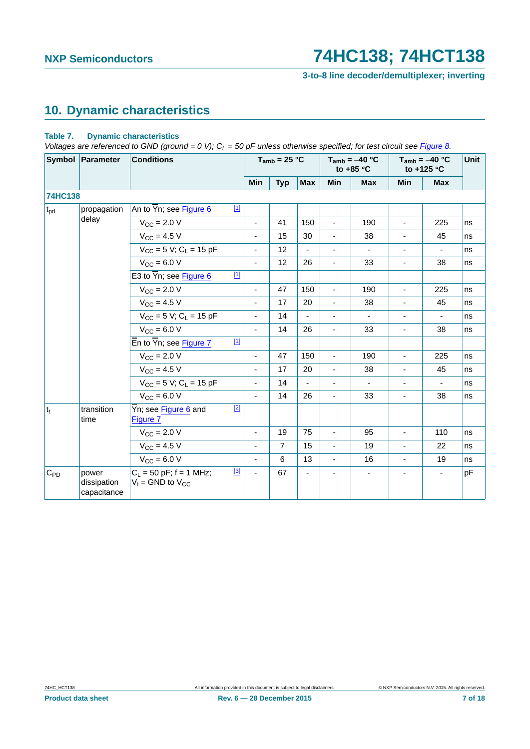## 10. Dynamic characteristics

**Table 7. Dynamic characteristics**

*Voltages are referenced to GND (ground = 0 V); $C_L$ = 50 pF unless otherwise specified; for test circuit see Figure 8.*

| Symbol | Parameter | Conditions | | $T_{amb}$ = 25 °C | | | $T_{amb}$ = −40 °C to +85 °C | | $T_{amb}$ = −40 °C to +125 °C | | Unit |
|---|---|---|---|---|---|---|---|---|---|---|---|
| | | | | Min | Typ | Max | Min | Max | Min | Max | |
| **74HC138** | | | | | | | | | | | |
| $t_{pd}$ | propagation delay | An to $\overline{Y}$n; see Figure 6 | [1] | | | | | | | | |
| | | $V_{CC}$ = 2.0 V | | - | 41 | 150 | - | 190 | - | 225 | ns |
| | | $V_{CC}$ = 4.5 V | | - | 15 | 30 | - | 38 | - | 45 | ns |
| | | $V_{CC}$ = 5 V; $C_L$ = 15 pF | | - | 12 | - | - | - | - | - | ns |
| | | $V_{CC}$ = 6.0 V | | - | 12 | 26 | - | 33 | - | 38 | ns |
| | | E3 to $\overline{Y}$n; see Figure 6 | [1] | | | | | | | | |
| | | $V_{CC}$ = 2.0 V | | - | 47 | 150 | - | 190 | - | 225 | ns |
| | | $V_{CC}$ = 4.5 V | | - | 17 | 20 | - | 38 | - | 45 | ns |
| | | $V_{CC}$ = 5 V; $C_L$ = 15 pF | | - | 14 | - | - | - | - | - | ns |
| | | $V_{CC}$ = 6.0 V | | - | 14 | 26 | - | 33 | - | 38 | ns |
| | | $\overline{E}$n to $\overline{Y}$n; see Figure 7 | [1] | | | | | | | | |
| | | $V_{CC}$ = 2.0 V | | - | 47 | 150 | - | 190 | - | 225 | ns |
| | | $V_{CC}$ = 4.5 V | | - | 17 | 20 | - | 38 | - | 45 | ns |
| | | $V_{CC}$ = 5 V; $C_L$ = 15 pF | | - | 14 | - | - | - | - | - | ns |
| | | $V_{CC}$ = 6.0 V | | - | 14 | 26 | - | 33 | - | 38 | ns |
| $t_t$ | transition time | $\overline{Y}$n; see Figure 6 and Figure 7 | [2] | | | | | | | | |
| | | $V_{CC}$ = 2.0 V | | - | 19 | 75 | - | 95 | - | 110 | ns |
| | | $V_{CC}$ = 4.5 V | | - | 7 | 15 | - | 19 | - | 22 | ns |
| | | $V_{CC}$ = 6.0 V | | - | 6 | 13 | - | 16 | - | 19 | ns |
| $C_{PD}$ | power dissipation capacitance | $C_L$ = 50 pF; f = 1 MHz; $V_I$ = GND to $V_{CC}$ | [3] | - | 67 | - | - | - | - | - | pF |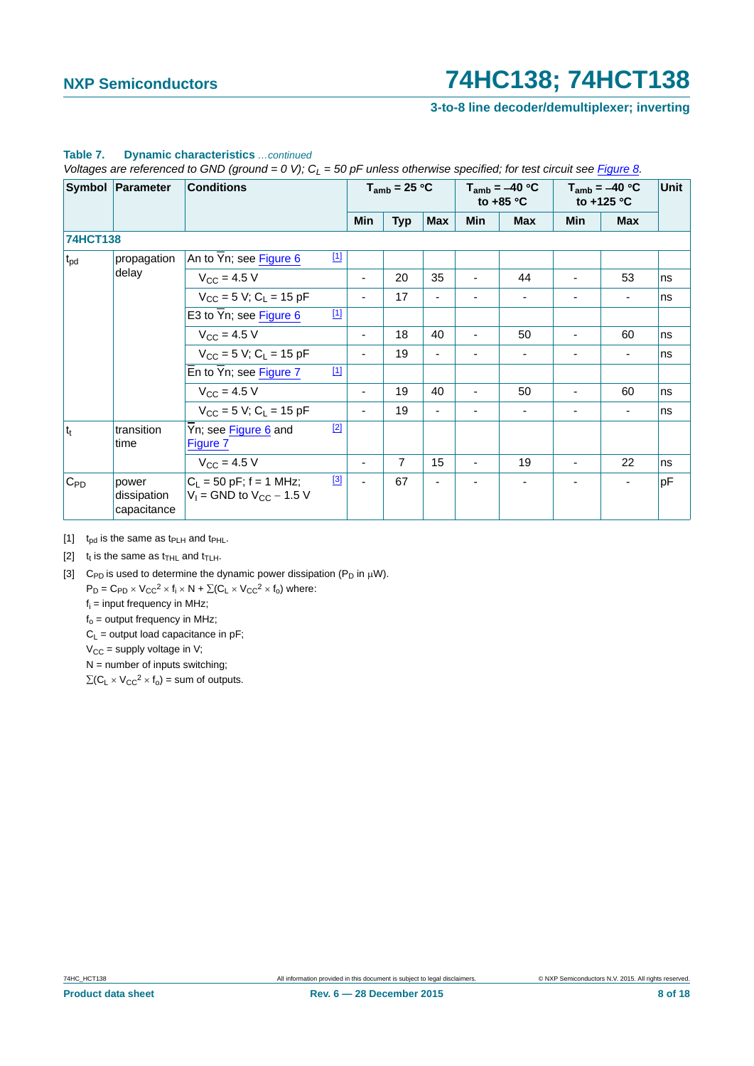**Table 7. Dynamic characteristics** *...continued*

*Voltages are referenced to GND (ground = 0 V); $C_L$ = 50 pF unless otherwise specified; for test circuit see Figure 8.*

| Symbol | Parameter | Conditions | $T_{amb}$ = 25 °C | | | $T_{amb}$ = −40 °C to +85 °C | | $T_{amb}$ = −40 °C to +125 °C | | Unit |
|---|---|---|---|---|---|---|---|---|---|---|
| | | | Min | Typ | Max | Min | Max | Min | Max | |
| **74HCT138** | | | | | | | | | | |
| $t_{pd}$ | propagation delay | An to $\overline{Y}$n; see Figure 6 [1] | | | | | | | | |
| | | $V_{CC}$ = 4.5 V | - | 20 | 35 | - | 44 | - | 53 | ns |
| | | $V_{CC}$ = 5 V; $C_L$ = 15 pF | - | 17 | - | - | - | - | - | ns |
| | | E3 to $\overline{Y}$n; see Figure 6 [1] | | | | | | | | |
| | | $V_{CC}$ = 4.5 V | - | 18 | 40 | - | 50 | - | 60 | ns |
| | | $V_{CC}$ = 5 V; $C_L$ = 15 pF | - | 19 | - | - | - | - | - | ns |
| | | $\overline{E}$n to $\overline{Y}$n; see Figure 7 [1] | | | | | | | | |
| | | $V_{CC}$ = 4.5 V | - | 19 | 40 | - | 50 | - | 60 | ns |
| | | $V_{CC}$ = 5 V; $C_L$ = 15 pF | - | 19 | - | - | - | - | - | ns |
| $t_t$ | transition time | $\overline{Y}$n; see Figure 6 and Figure 7 [2] | | | | | | | | |
| | | $V_{CC}$ = 4.5 V | - | 7 | 15 | - | 19 | - | 22 | ns |
| $C_{PD}$ | power dissipation capacitance | $C_L$ = 50 pF; f = 1 MHz; $V_I$ = GND to $V_{CC}$ − 1.5 V [3] | - | 67 | - | - | - | - | - | pF |

[1] $t_{pd}$ is the same as $t_{PLH}$ and $t_{PHL}$.

[2] $t_t$ is the same as $t_{THL}$ and $t_{TLH}$.

[3] $C_{PD}$ is used to determine the dynamic power dissipation ($P_D$ in μW).

$P_D = C_{PD} \times V_{CC}^2 \times f_i \times N + \sum(C_L \times V_{CC}^2 \times f_o)$ where:

$f_i$ = input frequency in MHz;

$f_o$ = output frequency in MHz;

$C_L$ = output load capacitance in pF;

$V_{CC}$ = supply voltage in V;

N = number of inputs switching;

$\sum(C_L \times V_{CC}^2 \times f_o)$ = sum of outputs.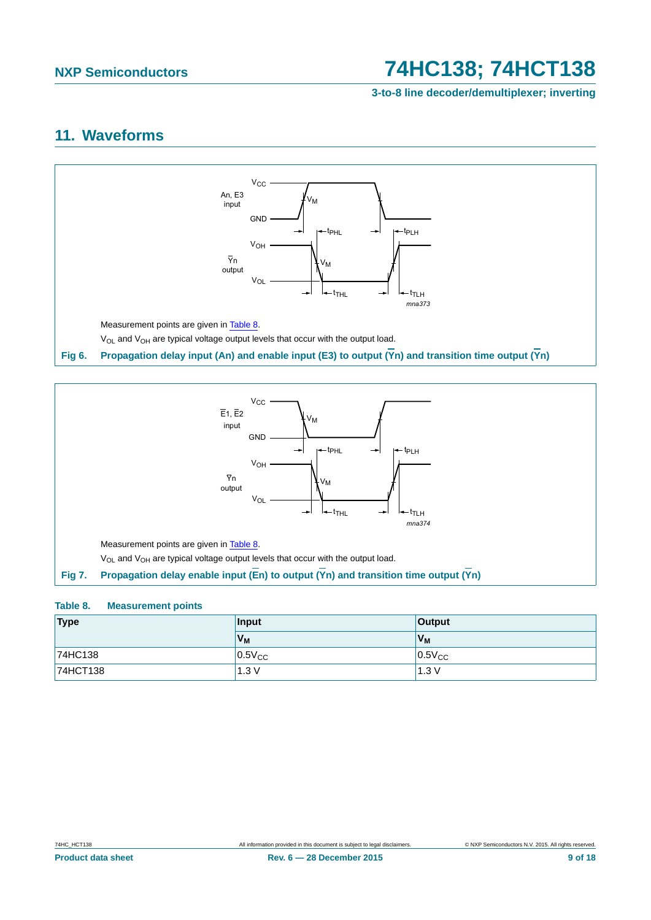## 11. Waveforms

Measurement points are given in Table 8.

$V_{OL}$ and $V_{OH}$ are typical voltage output levels that occur with the output load.

**Fig 6. Propagation delay input (An) and enable input (E3) to output ($\overline{Yn}$) and transition time output ($\overline{Yn}$)**

Measurement points are given in Table 8.

$V_{OL}$ and $V_{OH}$ are typical voltage output levels that occur with the output load.

**Fig 7. Propagation delay enable input ($\overline{En}$) to output ($\overline{Yn}$) and transition time output ($\overline{Yn}$)**

**Table 8. Measurement points**

| Type | Input | Output |
|---|---|---|
| | $V_M$ | $V_M$ |
| 74HC138 | $0.5V_{CC}$ | $0.5V_{CC}$ |
| 74HCT138 | 1.3 V | 1.3 V |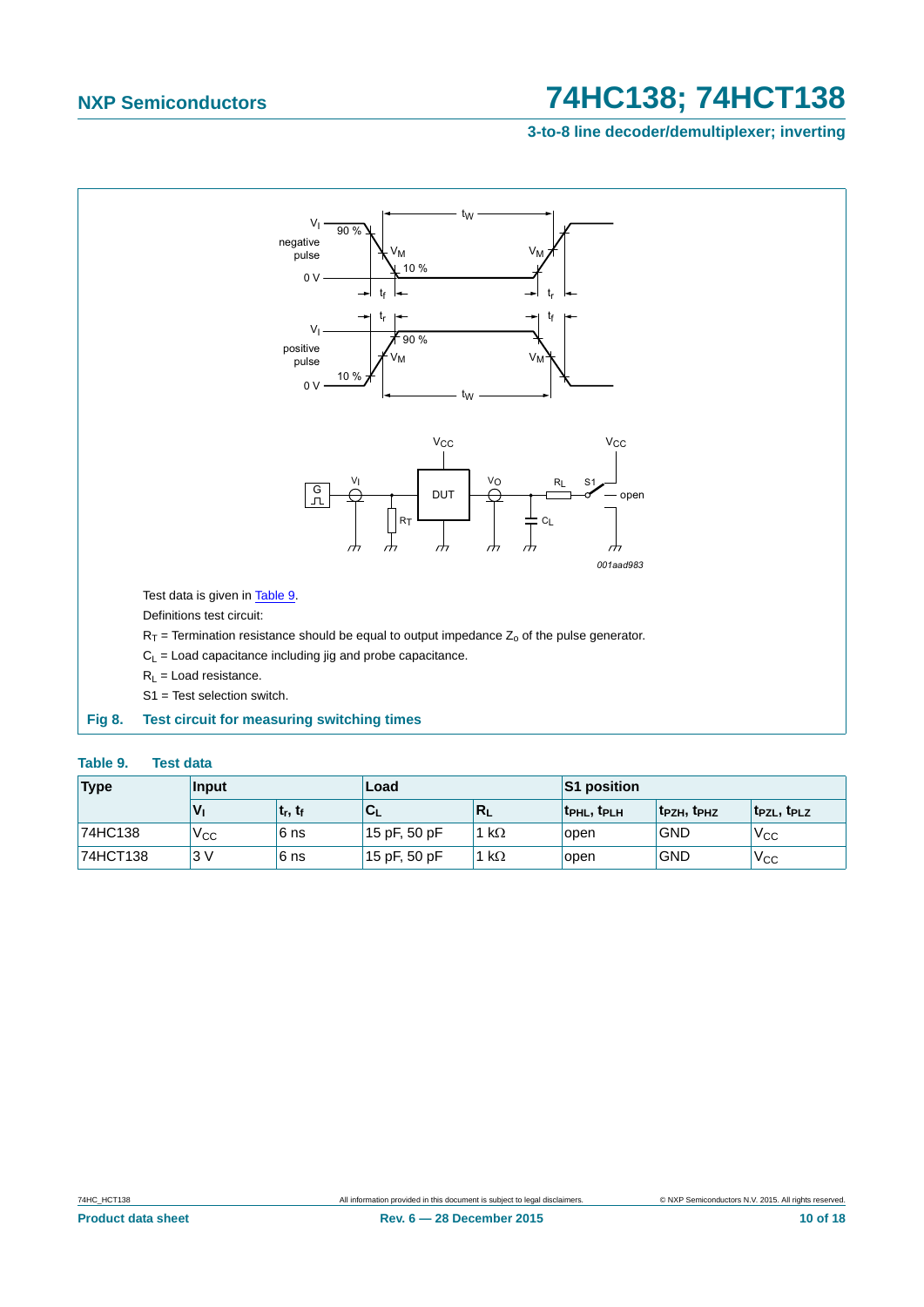Test data is given in Table 9.

Definitions test circuit:

$R_T$ = Termination resistance should be equal to output impedance $Z_o$ of the pulse generator.

$C_L$ = Load capacitance including jig and probe capacitance.

$R_L$ = Load resistance.

S1 = Test selection switch.

**Fig 8. Test circuit for measuring switching times**

**Table 9. Test data**

| Type | Input | | Load | | S1 position | | |
|---|---|---|---|---|---|---|---|
| | $V_I$ | $t_r$, $t_f$ | $C_L$ | $R_L$ | $t_{PHL}$, $t_{PLH}$ | $t_{PZH}$, $t_{PHZ}$ | $t_{PZL}$, $t_{PLZ}$ |
| 74HC138 | $V_{CC}$ | 6 ns | 15 pF, 50 pF | 1 kΩ | open | GND | $V_{CC}$ |
| 74HCT138 | 3 V | 6 ns | 15 pF, 50 pF | 1 kΩ | open | GND | $V_{CC}$ |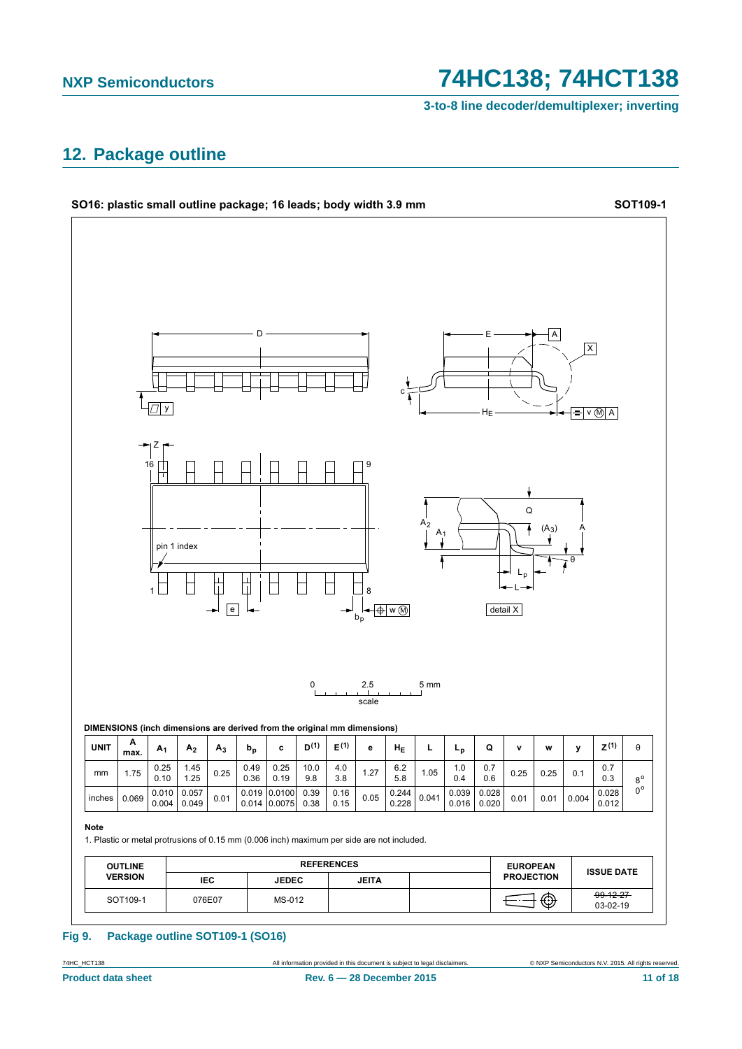## 12. Package outline

**SO16: plastic small outline package; 16 leads; body width 3.9 mm** **SOT109-1**

**DIMENSIONS (inch dimensions are derived from the original mm dimensions)**

| UNIT | A max. | $A_1$ | $A_2$ | $A_3$ | $b_p$ | c | $D^{(1)}$ | $E^{(1)}$ | e | $H_E$ | L | $L_p$ | Q | v | w | y | $Z^{(1)}$ | θ |
|---|---|---|---|---|---|---|---|---|---|---|---|---|---|---|---|---|---|---|
| mm | 1.75 | 0.25<br>0.10 | 1.45<br>1.25 | 0.25 | 0.49<br>0.36 | 0.25<br>0.19 | 10.0<br>9.8 | 4.0<br>3.8 | 1.27 | 6.2<br>5.8 | 1.05 | 1.0<br>0.4 | 0.7<br>0.6 | 0.25 | 0.25 | 0.1 | 0.7<br>0.3 | 8°<br>0° |
| inches | 0.069 | 0.010<br>0.004 | 0.057<br>0.049 | 0.01 | 0.019<br>0.014 | 0.0100<br>0.0075 | 0.39<br>0.38 | 0.16<br>0.15 | 0.05 | 0.244<br>0.228 | 0.041 | 0.039<br>0.016 | 0.028<br>0.020 | 0.01 | 0.01 | 0.004 | 0.028<br>0.012 | |

**Note**

1. Plastic or metal protrusions of 0.15 mm (0.006 inch) maximum per side are not included.

| OUTLINE VERSION | REFERENCES | | | | EUROPEAN PROJECTION | ISSUE DATE |
|---|---|---|---|---|---|---|
| | IEC | JEDEC | JEITA | | | |
| SOT109-1 | 076E07 | MS-012 | | | | ~~99-12-27~~<br>03-02-19 |

**Fig 9. Package outline SOT109-1 (SO16)**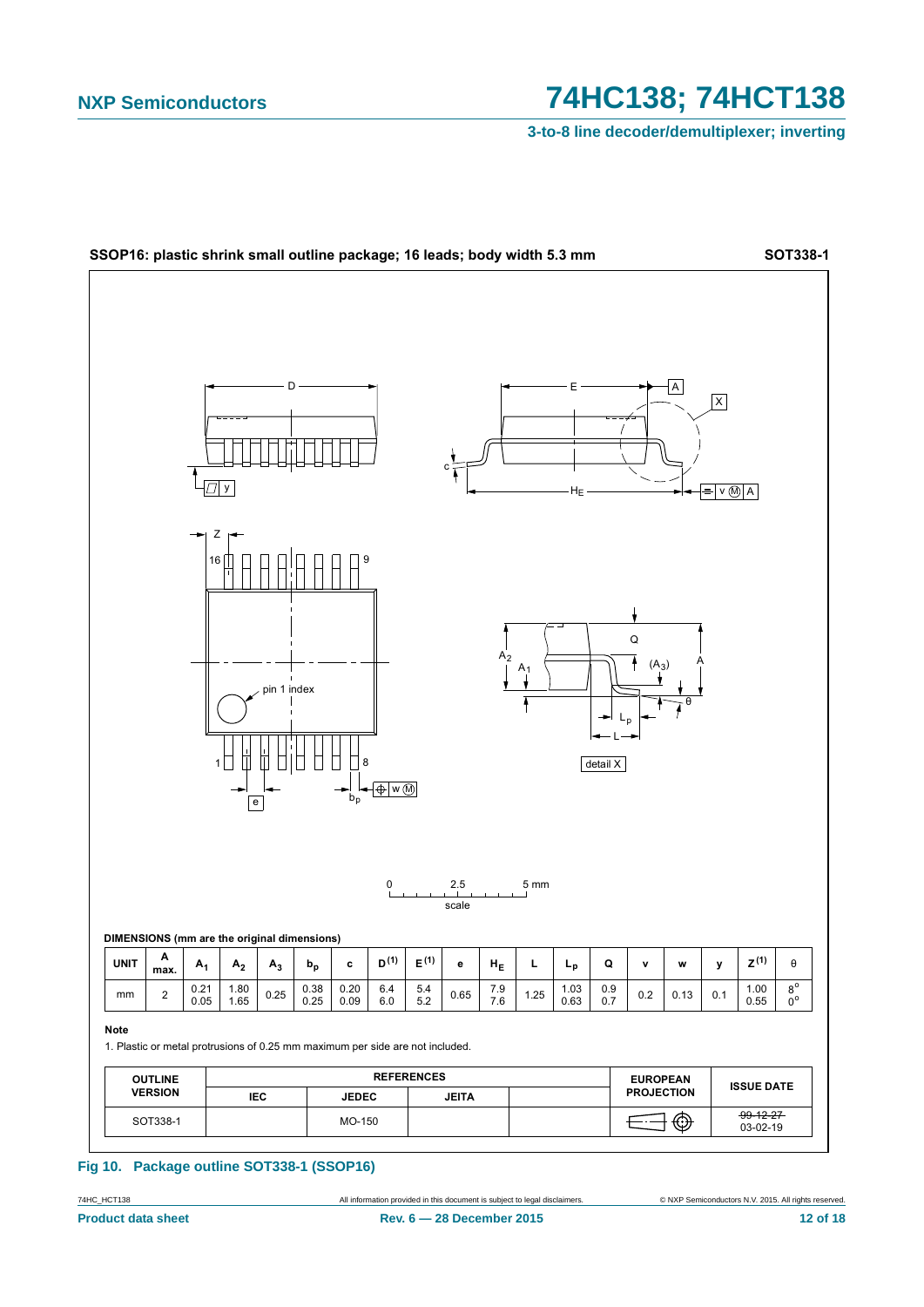**SSOP16: plastic shrink small outline package; 16 leads; body width 5.3 mm** **SOT338-1**

**DIMENSIONS (mm are the original dimensions)**

| UNIT | A max. | $A_1$ | $A_2$ | $A_3$ | $b_p$ | c | $D^{(1)}$ | $E^{(1)}$ | e | $H_E$ | L | $L_p$ | Q | v | w | y | $Z^{(1)}$ | θ |
|---|---|---|---|---|---|---|---|---|---|---|---|---|---|---|---|---|---|---|
| mm | 2 | 0.21<br>0.05 | 1.80<br>1.65 | 0.25 | 0.38<br>0.25 | 0.20<br>0.09 | 6.4<br>6.0 | 5.4<br>5.2 | 0.65 | 7.9<br>7.6 | 1.25 | 1.03<br>0.63 | 0.9<br>0.7 | 0.2 | 0.13 | 0.1 | 1.00<br>0.55 | 8°<br>0° |

**Note**

1. Plastic or metal protrusions of 0.25 mm maximum per side are not included.

| OUTLINE VERSION | REFERENCES | | | | EUROPEAN PROJECTION | ISSUE DATE |
|---|---|---|---|---|---|---|
| | IEC | JEDEC | JEITA | | | |
| SOT338-1 | | MO-150 | | | | ~~99-12-27~~<br>03-02-19 |

**Fig 10. Package outline SOT338-1 (SSOP16)**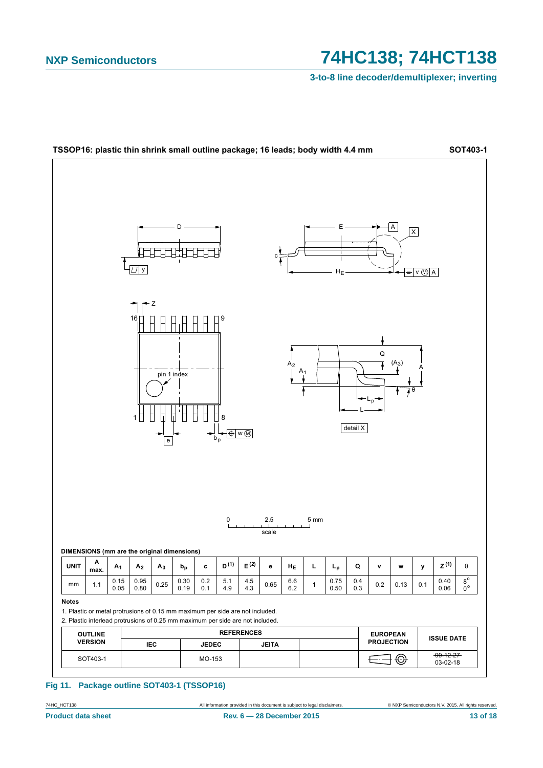**TSSOP16: plastic thin shrink small outline package; 16 leads; body width 4.4 mm** **SOT403-1**

**DIMENSIONS (mm are the original dimensions)**

| UNIT | A max. | $A_1$ | $A_2$ | $A_3$ | $b_p$ | c | D (1) | E (2) | e | $H_E$ | L | $L_p$ | Q | v | w | y | Z (1) | θ |
|---|---|---|---|---|---|---|---|---|---|---|---|---|---|---|---|---|---|---|
| mm | 1.1 | 0.15<br>0.05 | 0.95<br>0.80 | 0.25 | 0.30<br>0.19 | 0.2<br>0.1 | 5.1<br>4.9 | 4.5<br>4.3 | 0.65 | 6.6<br>6.2 | 1 | 0.75<br>0.50 | 0.4<br>0.3 | 0.2 | 0.13 | 0.1 | 0.40<br>0.06 | 8°<br>0° |

**Notes**

1. Plastic or metal protrusions of 0.15 mm maximum per side are not included.
2. Plastic interlead protrusions of 0.25 mm maximum per side are not included.

| OUTLINE VERSION | REFERENCES | | | | EUROPEAN PROJECTION | ISSUE DATE |
|---|---|---|---|---|---|---|
| | IEC | JEDEC | JEITA | | | |
| SOT403-1 | | MO-153 | | | | ~~99-12-27~~<br>03-02-18 |

**Fig 11. Package outline SOT403-1 (TSSOP16)**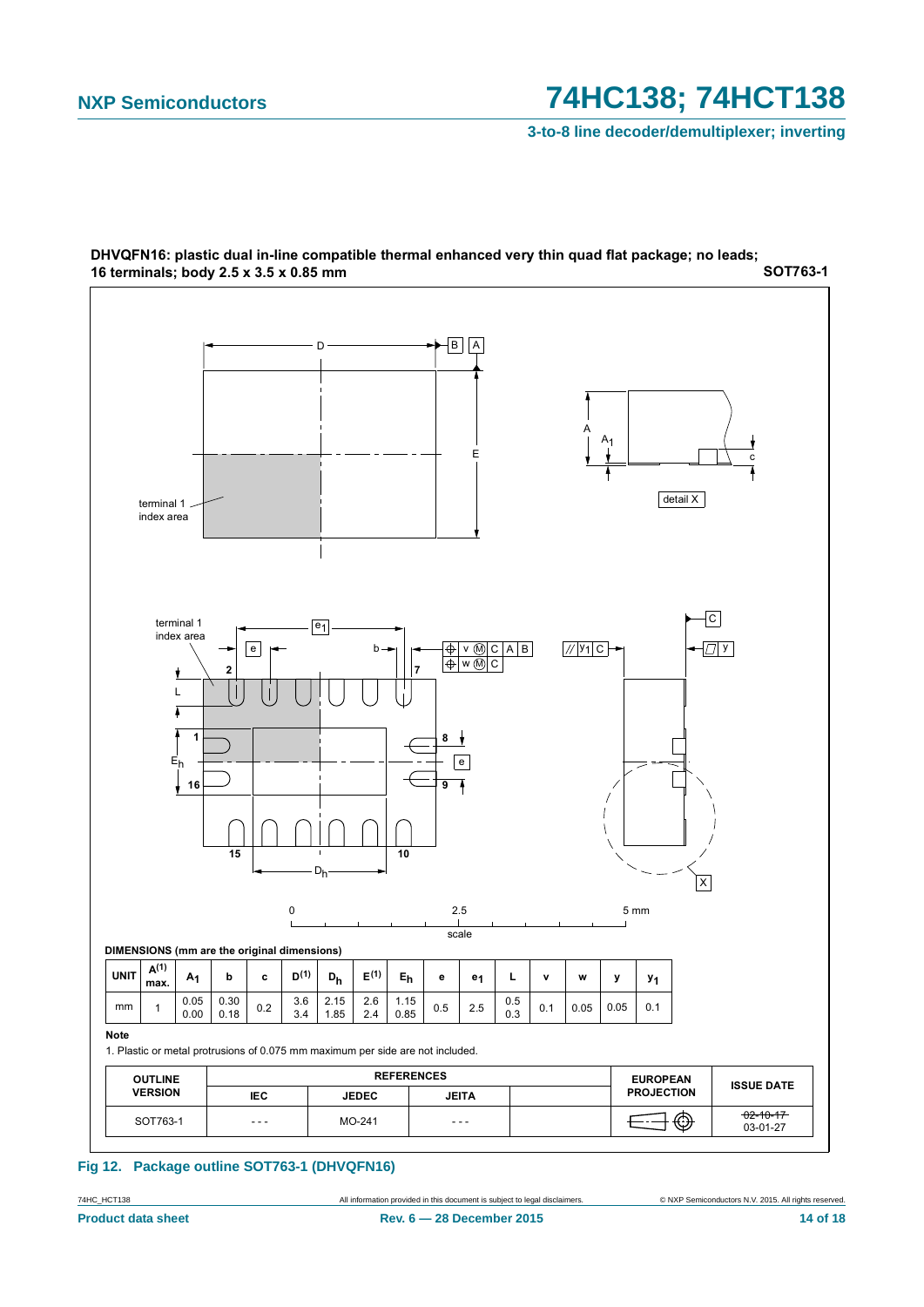**DHVQFN16: plastic dual in-line compatible thermal enhanced very thin quad flat package; no leads; 16 terminals; body 2.5 x 3.5 x 0.85 mm** **SOT763-1**

**DIMENSIONS (mm are the original dimensions)**

| UNIT | $A^{(1)}$ max. | $A_1$ | b | c | $D^{(1)}$ | $D_h$ | $E^{(1)}$ | $E_h$ | e | $e_1$ | L | v | w | y | $y_1$ |
|---|---|---|---|---|---|---|---|---|---|---|---|---|---|---|---|
| mm | 1 | 0.05<br>0.00 | 0.30<br>0.18 | 0.2 | 3.6<br>3.4 | 2.15<br>1.85 | 2.6<br>2.4 | 1.15<br>0.85 | 0.5 | 2.5 | 0.5<br>0.3 | 0.1 | 0.05 | 0.05 | 0.1 |

**Note**

1. Plastic or metal protrusions of 0.075 mm maximum per side are not included.

| OUTLINE VERSION | REFERENCES | | | | EUROPEAN PROJECTION | ISSUE DATE |
|---|---|---|---|---|---|---|
| | IEC | JEDEC | JEITA | | | |
| SOT763-1 | - - - | MO-241 | - - - | | | ~~02-10-17~~<br>03-01-27 |

**Fig 12. Package outline SOT763-1 (DHVQFN16)**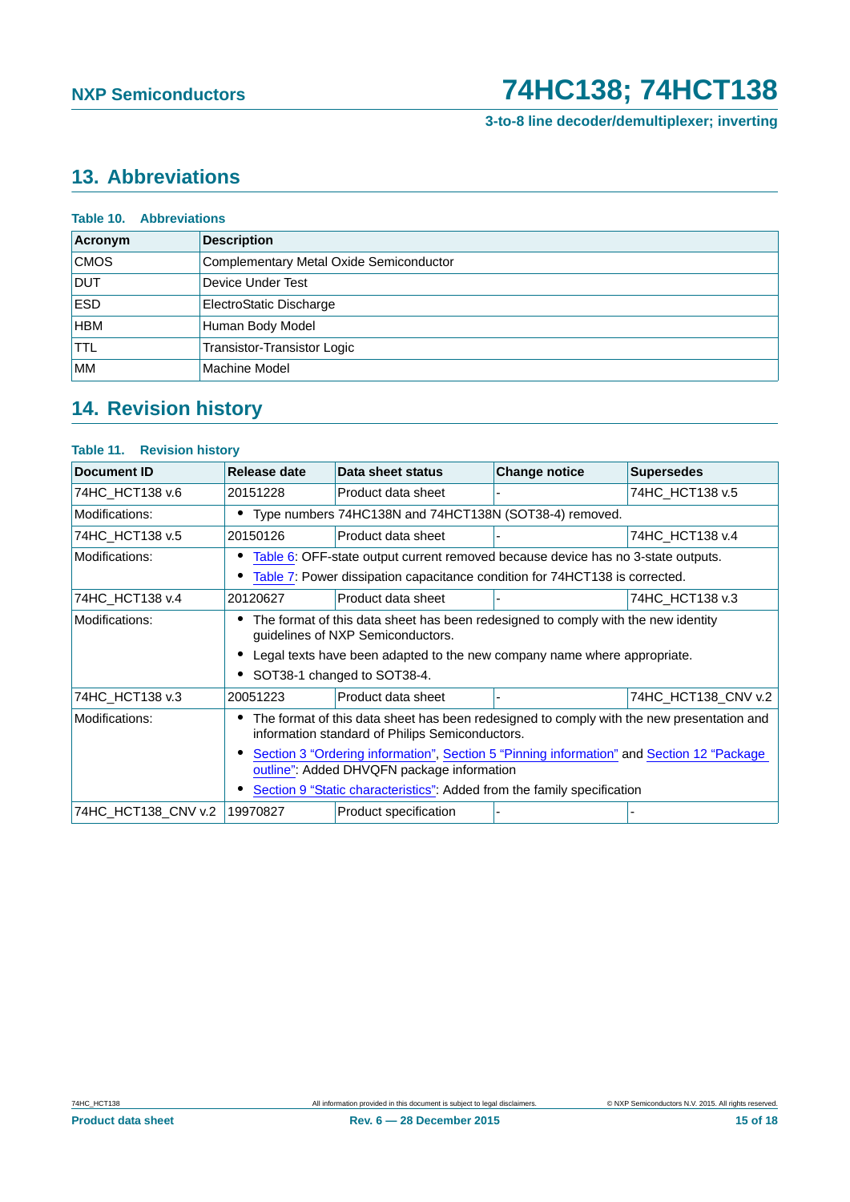## 13. Abbreviations

**Table 10. Abbreviations**

| Acronym | Description |
|---|---|
| CMOS | Complementary Metal Oxide Semiconductor |
| DUT | Device Under Test |
| ESD | ElectroStatic Discharge |
| HBM | Human Body Model |
| TTL | Transistor-Transistor Logic |
| MM | Machine Model |

## 14. Revision history

**Table 11. Revision history**

| Document ID | Release date | Data sheet status | Change notice | Supersedes |
|---|---|---|---|---|
| 74HC_HCT138 v.6 | 20151228 | Product data sheet | - | 74HC_HCT138 v.5 |
| Modifications: | • Type numbers 74HC138N and 74HCT138N (SOT38-4) removed. | | | |
| 74HC_HCT138 v.5 | 20150126 | Product data sheet | - | 74HC_HCT138 v.4 |
| Modifications: | • Table 6: OFF-state output current removed because device has no 3-state outputs. • Table 7: Power dissipation capacitance condition for 74HCT138 is corrected. | | | |
| 74HC_HCT138 v.4 | 20120627 | Product data sheet | - | 74HC_HCT138 v.3 |
| Modifications: | • The format of this data sheet has been redesigned to comply with the new identity guidelines of NXP Semiconductors. • Legal texts have been adapted to the new company name where appropriate. • SOT38-1 changed to SOT38-4. | | | |
| 74HC_HCT138 v.3 | 20051223 | Product data sheet | - | 74HC_HCT138_CNV v.2 |
| Modifications: | • The format of this data sheet has been redesigned to comply with the new presentation and information standard of Philips Semiconductors. • Section 3 "Ordering information", Section 5 "Pinning information" and Section 12 "Package outline": Added DHVQFN package information • Section 9 "Static characteristics": Added from the family specification | | | |
| 74HC_HCT138_CNV v.2 | 19970827 | Product specification | - | - |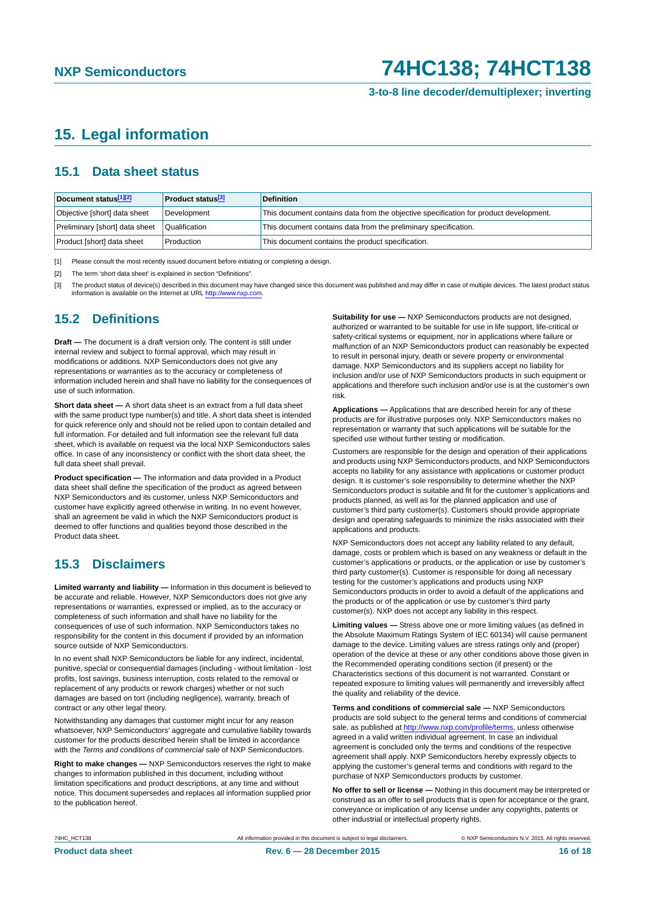# 15. Legal information

## 15.1 Data sheet status

| Document status[1][2] | Product status[3] | Definition |
|---|---|---|
| Objective [short] data sheet | Development | This document contains data from the objective specification for product development. |
| Preliminary [short] data sheet | Qualification | This document contains data from the preliminary specification. |
| Product [short] data sheet | Production | This document contains the product specification. |

[1] Please consult the most recently issued document before initiating or completing a design.

[2] The term 'short data sheet' is explained in section "Definitions".

[3] The product status of device(s) described in this document may have changed since this document was published and may differ in case of multiple devices. The latest product status information is available on the Internet at URL http://www.nxp.com.

## 15.2 Definitions

**Draft —** The document is a draft version only. The content is still under internal review and subject to formal approval, which may result in modifications or additions. NXP Semiconductors does not give any representations or warranties as to the accuracy or completeness of information included herein and shall have no liability for the consequences of use of such information.

**Short data sheet —** A short data sheet is an extract from a full data sheet with the same product type number(s) and title. A short data sheet is intended for quick reference only and should not be relied upon to contain detailed and full information. For detailed and full information see the relevant full data sheet, which is available on request via the local NXP Semiconductors sales office. In case of any inconsistency or conflict with the short data sheet, the full data sheet shall prevail.

**Product specification —** The information and data provided in a Product data sheet shall define the specification of the product as agreed between NXP Semiconductors and its customer, unless NXP Semiconductors and customer have explicitly agreed otherwise in writing. In no event however, shall an agreement be valid in which the NXP Semiconductors product is deemed to offer functions and qualities beyond those described in the Product data sheet.

## 15.3 Disclaimers

**Limited warranty and liability —** Information in this document is believed to be accurate and reliable. However, NXP Semiconductors does not give any representations or warranties, expressed or implied, as to the accuracy or completeness of such information and shall have no liability for the consequences of use of such information. NXP Semiconductors takes no responsibility for the content in this document if provided by an information source outside of NXP Semiconductors.

In no event shall NXP Semiconductors be liable for any indirect, incidental, punitive, special or consequential damages (including - without limitation - lost profits, lost savings, business interruption, costs related to the removal or replacement of any products or rework charges) whether or not such damages are based on tort (including negligence), warranty, breach of contract or any other legal theory.

Notwithstanding any damages that customer might incur for any reason whatsoever, NXP Semiconductors' aggregate and cumulative liability towards customer for the products described herein shall be limited in accordance with the *Terms and conditions of commercial sale* of NXP Semiconductors.

**Right to make changes —** NXP Semiconductors reserves the right to make changes to information published in this document, including without limitation specifications and product descriptions, at any time and without notice. This document supersedes and replaces all information supplied prior to the publication hereof.

**Suitability for use —** NXP Semiconductors products are not designed, authorized or warranted to be suitable for use in life support, life-critical or safety-critical systems or equipment, nor in applications where failure or malfunction of an NXP Semiconductors product can reasonably be expected to result in personal injury, death or severe property or environmental damage. NXP Semiconductors and its suppliers accept no liability for inclusion and/or use of NXP Semiconductors products in such equipment or applications and therefore such inclusion and/or use is at the customer's own risk.

**Applications —** Applications that are described herein for any of these products are for illustrative purposes only. NXP Semiconductors makes no representation or warranty that such applications will be suitable for the specified use without further testing or modification.

Customers are responsible for the design and operation of their applications and products using NXP Semiconductors products, and NXP Semiconductors accepts no liability for any assistance with applications or customer product design. It is customer's sole responsibility to determine whether the NXP Semiconductors product is suitable and fit for the customer's applications and products planned, as well as for the planned application and use of customer's third party customer(s). Customers should provide appropriate design and operating safeguards to minimize the risks associated with their applications and products.

NXP Semiconductors does not accept any liability related to any default, damage, costs or problem which is based on any weakness or default in the customer's applications or products, or the application or use by customer's third party customer(s). Customer is responsible for doing all necessary testing for the customer's applications and products using NXP Semiconductors products in order to avoid a default of the applications and the products or of the application or use by customer's third party customer(s). NXP does not accept any liability in this respect.

**Limiting values —** Stress above one or more limiting values (as defined in the Absolute Maximum Ratings System of IEC 60134) will cause permanent damage to the device. Limiting values are stress ratings only and (proper) operation of the device at these or any other conditions above those given in the Recommended operating conditions section (if present) or the Characteristics sections of this document is not warranted. Constant or repeated exposure to limiting values will permanently and irreversibly affect the quality and reliability of the device.

**Terms and conditions of commercial sale —** NXP Semiconductors products are sold subject to the general terms and conditions of commercial sale, as published at http://www.nxp.com/profile/terms, unless otherwise agreed in a valid written individual agreement. In case an individual agreement is concluded only the terms and conditions of the respective agreement shall apply. NXP Semiconductors hereby expressly objects to applying the customer's general terms and conditions with regard to the purchase of NXP Semiconductors products by customer.

**No offer to sell or license —** Nothing in this document may be interpreted or construed as an offer to sell products that is open for acceptance or the grant, conveyance or implication of any license under any copyrights, patents or other industrial or intellectual property rights.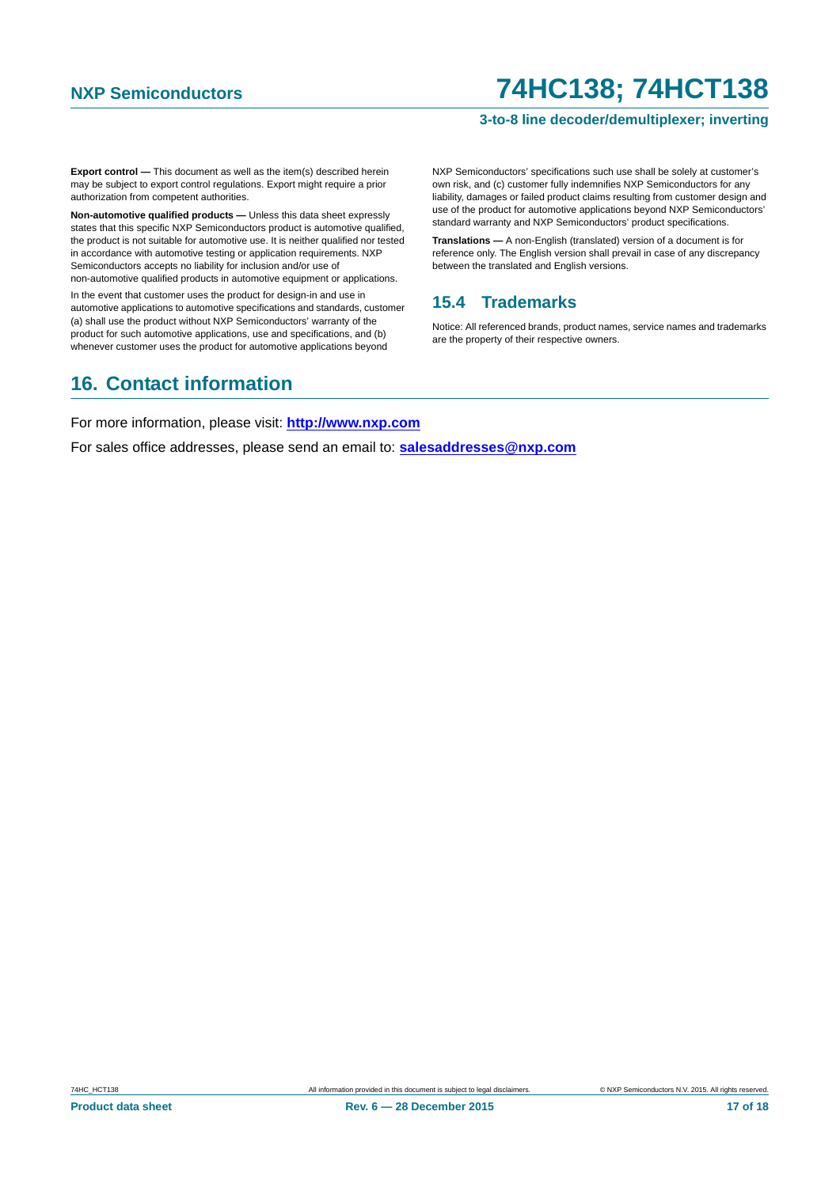**Export control —** This document as well as the item(s) described herein may be subject to export control regulations. Export might require a prior authorization from competent authorities.

**Non-automotive qualified products —** Unless this data sheet expressly states that this specific NXP Semiconductors product is automotive qualified, the product is not suitable for automotive use. It is neither qualified nor tested in accordance with automotive testing or application requirements. NXP Semiconductors accepts no liability for inclusion and/or use of non-automotive qualified products in automotive equipment or applications.

In the event that customer uses the product for design-in and use in automotive applications to automotive specifications and standards, customer (a) shall use the product without NXP Semiconductors' warranty of the product for such automotive applications, use and specifications, and (b) whenever customer uses the product for automotive applications beyond NXP Semiconductors' specifications such use shall be solely at customer's own risk, and (c) customer fully indemnifies NXP Semiconductors for any liability, damages or failed product claims resulting from customer design and use of the product for automotive applications beyond NXP Semiconductors' standard warranty and NXP Semiconductors' product specifications.

**Translations —** A non-English (translated) version of a document is for reference only. The English version shall prevail in case of any discrepancy between the translated and English versions.

### 15.4 Trademarks

Notice: All referenced brands, product names, service names and trademarks are the property of their respective owners.

## 16. Contact information

For more information, please visit: **http://www.nxp.com**

For sales office addresses, please send an email to: **salesaddresses@nxp.com**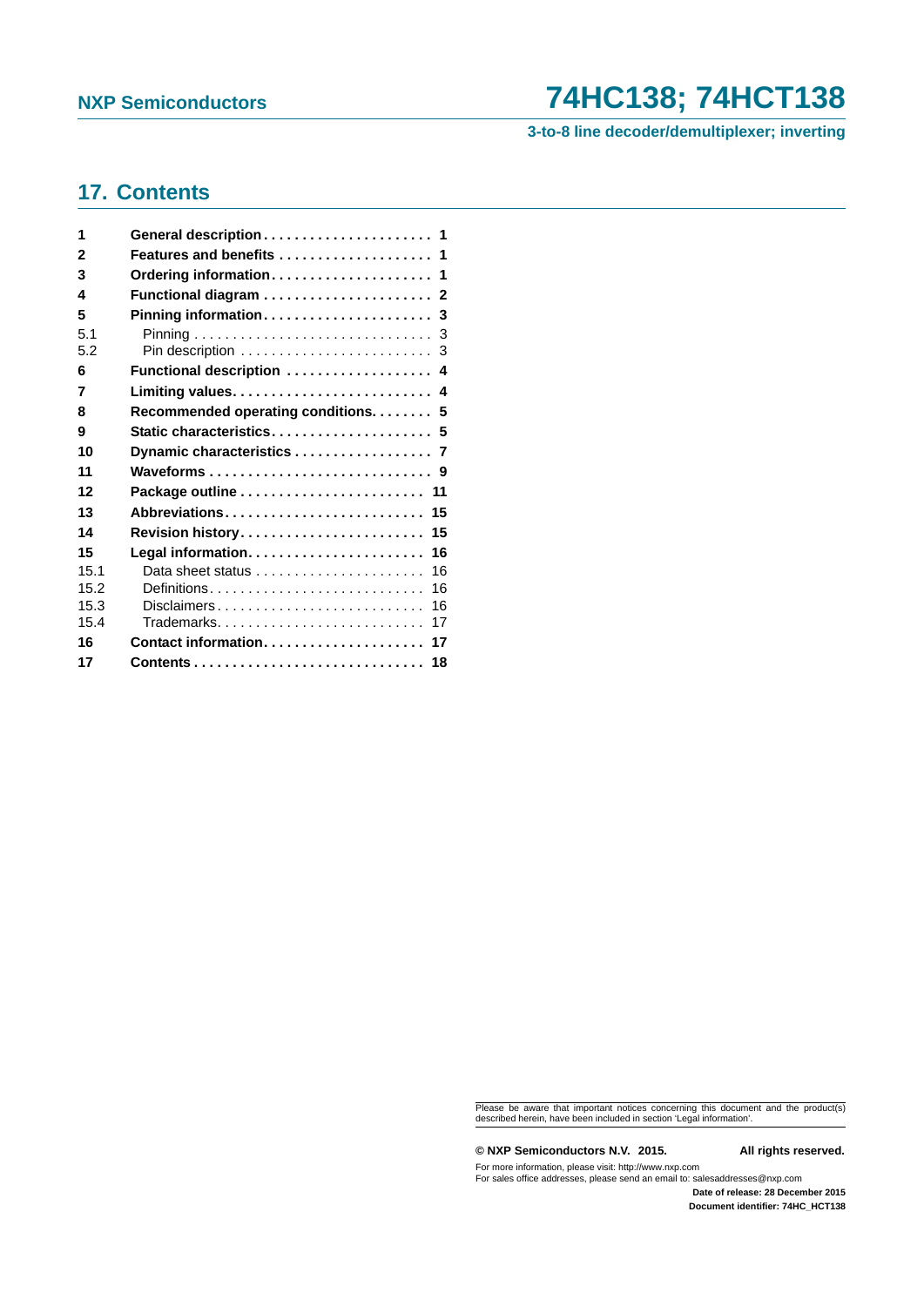## 17. Contents

| | | |
|---|---|---|
| **1** | **General description** | **1** |
| **2** | **Features and benefits** | **1** |
| **3** | **Ordering information** | **1** |
| **4** | **Functional diagram** | **2** |
| **5** | **Pinning information** | **3** |
| 5.1 | Pinning | 3 |
| 5.2 | Pin description | 3 |
| **6** | **Functional description** | **4** |
| **7** | **Limiting values** | **4** |
| **8** | **Recommended operating conditions** | **5** |
| **9** | **Static characteristics** | **5** |
| **10** | **Dynamic characteristics** | **7** |
| **11** | **Waveforms** | **9** |
| **12** | **Package outline** | **11** |
| **13** | **Abbreviations** | **15** |
| **14** | **Revision history** | **15** |
| **15** | **Legal information** | **16** |
| 15.1 | Data sheet status | 16 |
| 15.2 | Definitions | 16 |
| 15.3 | Disclaimers | 16 |
| 15.4 | Trademarks | 17 |
| **16** | **Contact information** | **17** |
| **17** | **Contents** | **18** |

Please be aware that important notices concerning this document and the product(s) described herein, have been included in section 'Legal information'.

**© NXP Semiconductors N.V. 2015. All rights reserved.**

For more information, please visit: http://www.nxp.com
For sales office addresses, please send an email to: salesaddresses@nxp.com

**Date of release: 28 December 2015**
**Document identifier: 74HC_HCT138**